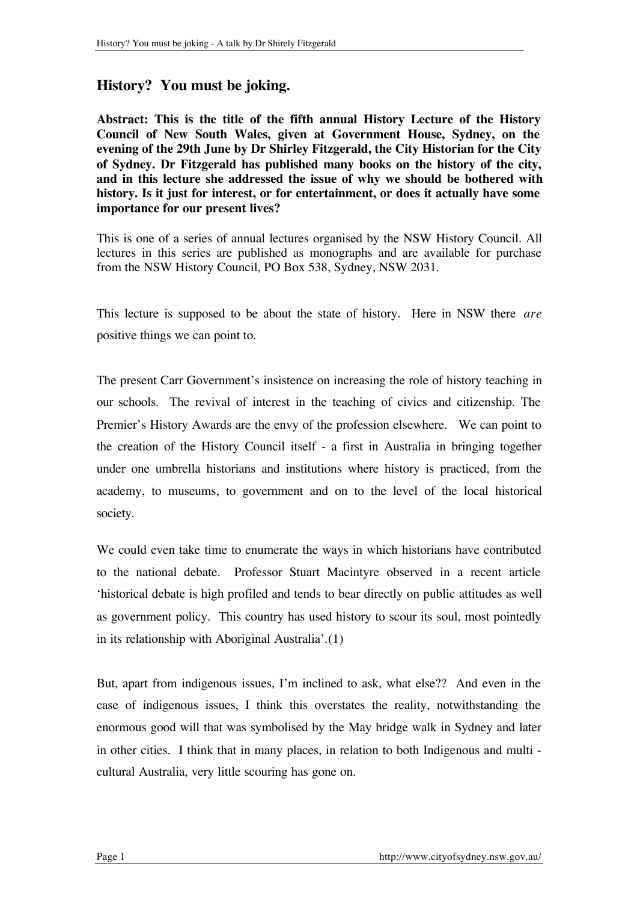## History? You must be joking.

**Abstract: This is the title of the fifth annual History Lecture of the History Council of New South Wales, given at Government House, Sydney, on the evening of the 29th June by Dr Shirley Fitzgerald, the City Historian for the City of Sydney. Dr Fitzgerald has published many books on the history of the city, and in this lecture she addressed the issue of why we should be bothered with history. Is it just for interest, or for entertainment, or does it actually have some importance for our present lives?**

This is one of a series of annual lectures organised by the NSW History Council. All lectures in this series are published as monographs and are available for purchase from the NSW History Council, PO Box 538, Sydney, NSW 2031.

This lecture is supposed to be about the state of history. Here in NSW there *are* positive things we can point to.

The present Carr Government's insistence on increasing the role of history teaching in our schools. The revival of interest in the teaching of civics and citizenship. The Premier's History Awards are the envy of the profession elsewhere. We can point to the creation of the History Council itself - a first in Australia in bringing together under one umbrella historians and institutions where history is practiced, from the academy, to museums, to government and on to the level of the local historical society.

We could even take time to enumerate the ways in which historians have contributed to the national debate. Professor Stuart Macintyre observed in a recent article 'historical debate is high profiled and tends to bear directly on public attitudes as well as government policy. This country has used history to scour its soul, most pointedly in its relationship with Aboriginal Australia'.(1)

But, apart from indigenous issues, I'm inclined to ask, what else?? And even in the case of indigenous issues, I think this overstates the reality, notwithstanding the enormous good will that was symbolised by the May bridge walk in Sydney and later in other cities. I think that in many places, in relation to both Indigenous and multi - cultural Australia, very little scouring has gone on.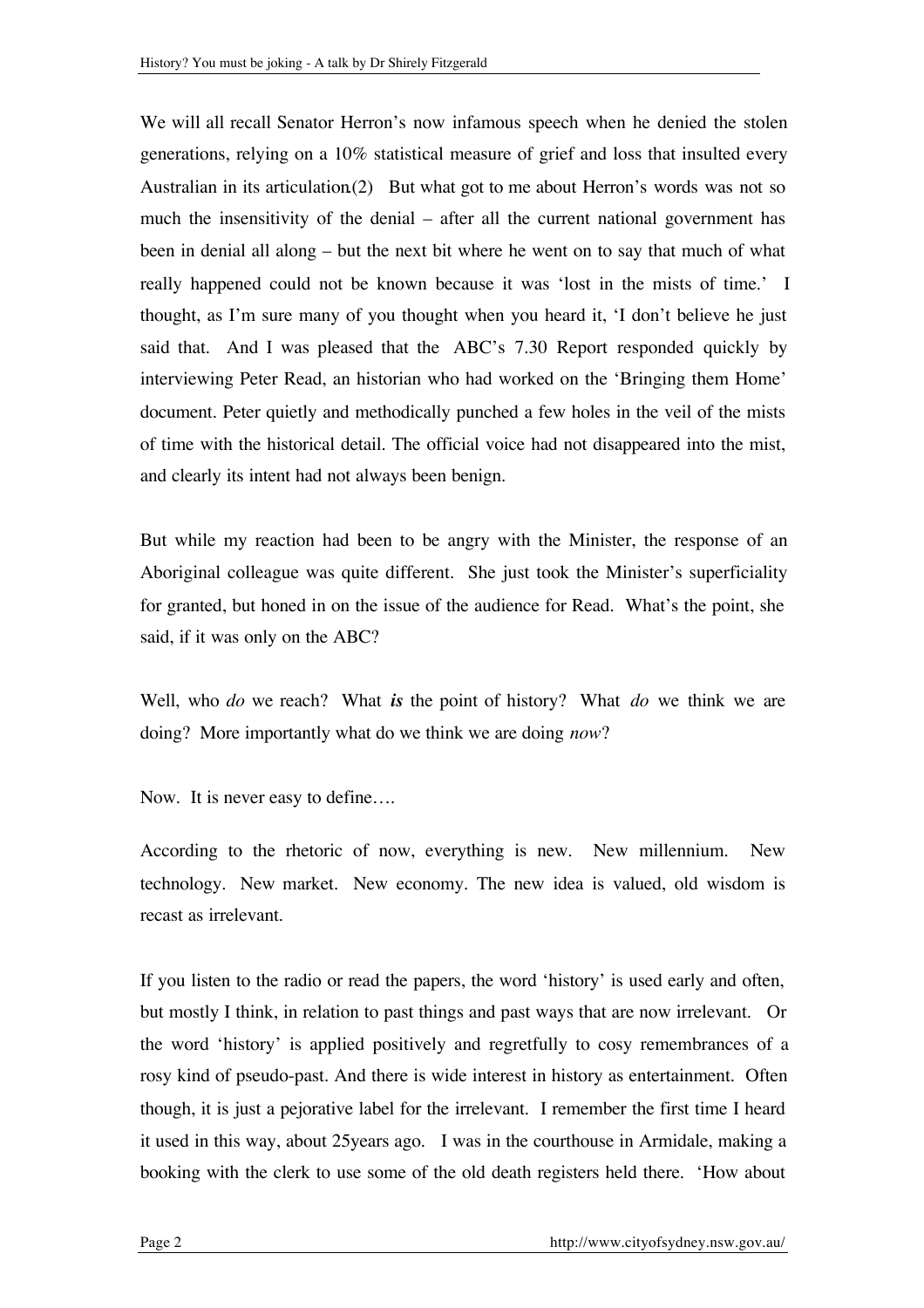We will all recall Senator Herron's now infamous speech when he denied the stolen generations, relying on a 10% statistical measure of grief and loss that insulted every Australian in its articulation.(2) But what got to me about Herron's words was not so much the insensitivity of the denial – after all the current national government has been in denial all along – but the next bit where he went on to say that much of what really happened could not be known because it was 'lost in the mists of time.' I thought, as I'm sure many of you thought when you heard it, 'I don't believe he just said that. And I was pleased that the ABC's 7.30 Report responded quickly by interviewing Peter Read, an historian who had worked on the 'Bringing them Home' document. Peter quietly and methodically punched a few holes in the veil of the mists of time with the historical detail. The official voice had not disappeared into the mist, and clearly its intent had not always been benign.

But while my reaction had been to be angry with the Minister, the response of an Aboriginal colleague was quite different. She just took the Minister's superficiality for granted, but honed in on the issue of the audience for Read. What's the point, she said, if it was only on the ABC?

Well, who *do* we reach? What ***is*** the point of history? What *do* we think we are doing? More importantly what do we think we are doing *now*?

Now. It is never easy to define….

According to the rhetoric of now, everything is new. New millennium. New technology. New market. New economy. The new idea is valued, old wisdom is recast as irrelevant.

If you listen to the radio or read the papers, the word 'history' is used early and often, but mostly I think, in relation to past things and past ways that are now irrelevant. Or the word 'history' is applied positively and regretfully to cosy remembrances of a rosy kind of pseudo-past. And there is wide interest in history as entertainment. Often though, it is just a pejorative label for the irrelevant. I remember the first time I heard it used in this way, about 25years ago. I was in the courthouse in Armidale, making a booking with the clerk to use some of the old death registers held there. 'How about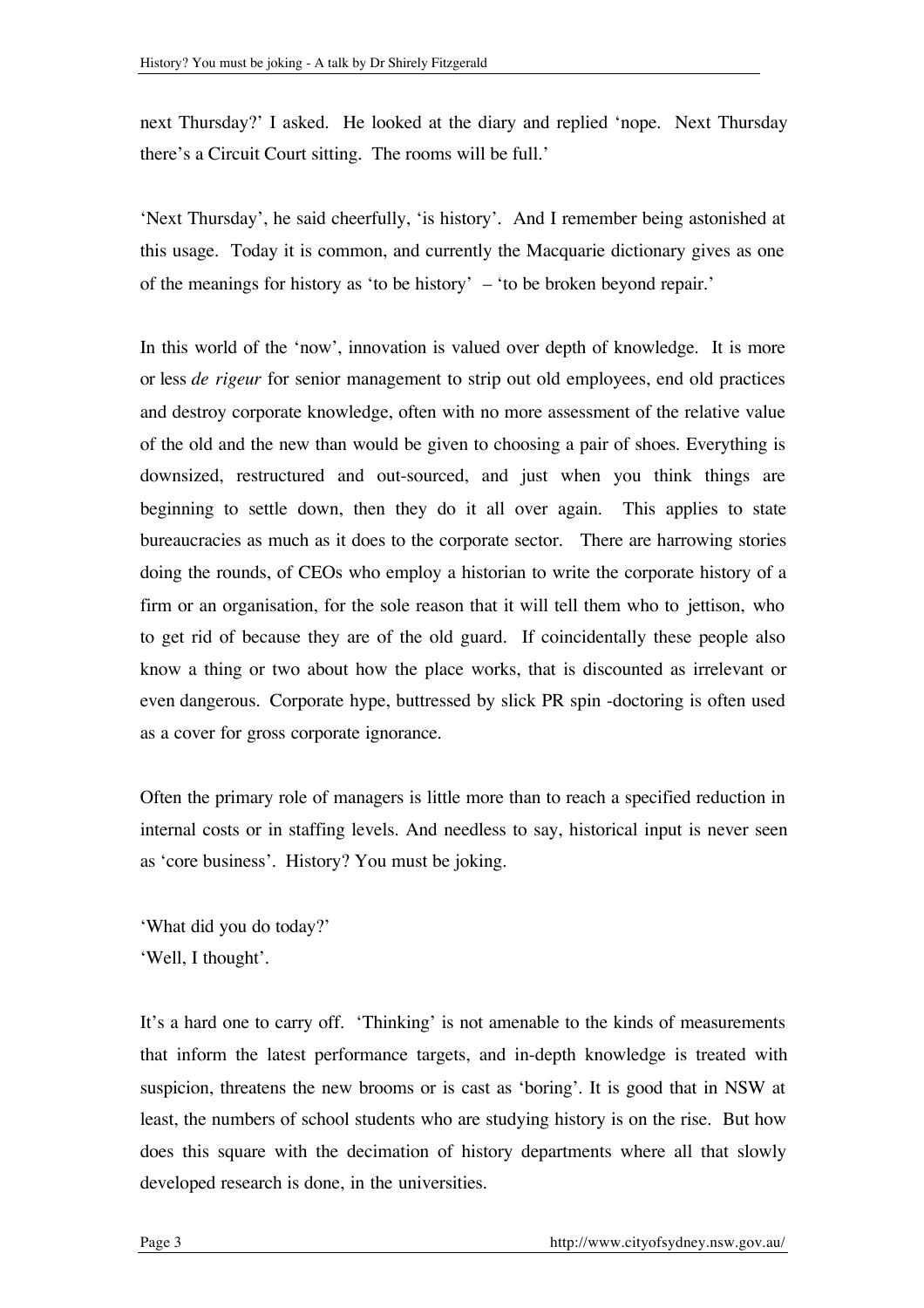next Thursday?' I asked. He looked at the diary and replied 'nope. Next Thursday there's a Circuit Court sitting. The rooms will be full.'

'Next Thursday', he said cheerfully, 'is history'. And I remember being astonished at this usage. Today it is common, and currently the Macquarie dictionary gives as one of the meanings for history as 'to be history' – 'to be broken beyond repair.'

In this world of the 'now', innovation is valued over depth of knowledge. It is more or less *de rigeur* for senior management to strip out old employees, end old practices and destroy corporate knowledge, often with no more assessment of the relative value of the old and the new than would be given to choosing a pair of shoes. Everything is downsized, restructured and out-sourced, and just when you think things are beginning to settle down, then they do it all over again. This applies to state bureaucracies as much as it does to the corporate sector. There are harrowing stories doing the rounds, of CEOs who employ a historian to write the corporate history of a firm or an organisation, for the sole reason that it will tell them who to jettison, who to get rid of because they are of the old guard. If coincidentally these people also know a thing or two about how the place works, that is discounted as irrelevant or even dangerous. Corporate hype, buttressed by slick PR spin -doctoring is often used as a cover for gross corporate ignorance.

Often the primary role of managers is little more than to reach a specified reduction in internal costs or in staffing levels. And needless to say, historical input is never seen as 'core business'. History? You must be joking.

'What did you do today?'
'Well, I thought'.

It's a hard one to carry off. 'Thinking' is not amenable to the kinds of measurements that inform the latest performance targets, and in-depth knowledge is treated with suspicion, threatens the new brooms or is cast as 'boring'. It is good that in NSW at least, the numbers of school students who are studying history is on the rise. But how does this square with the decimation of history departments where all that slowly developed research is done, in the universities.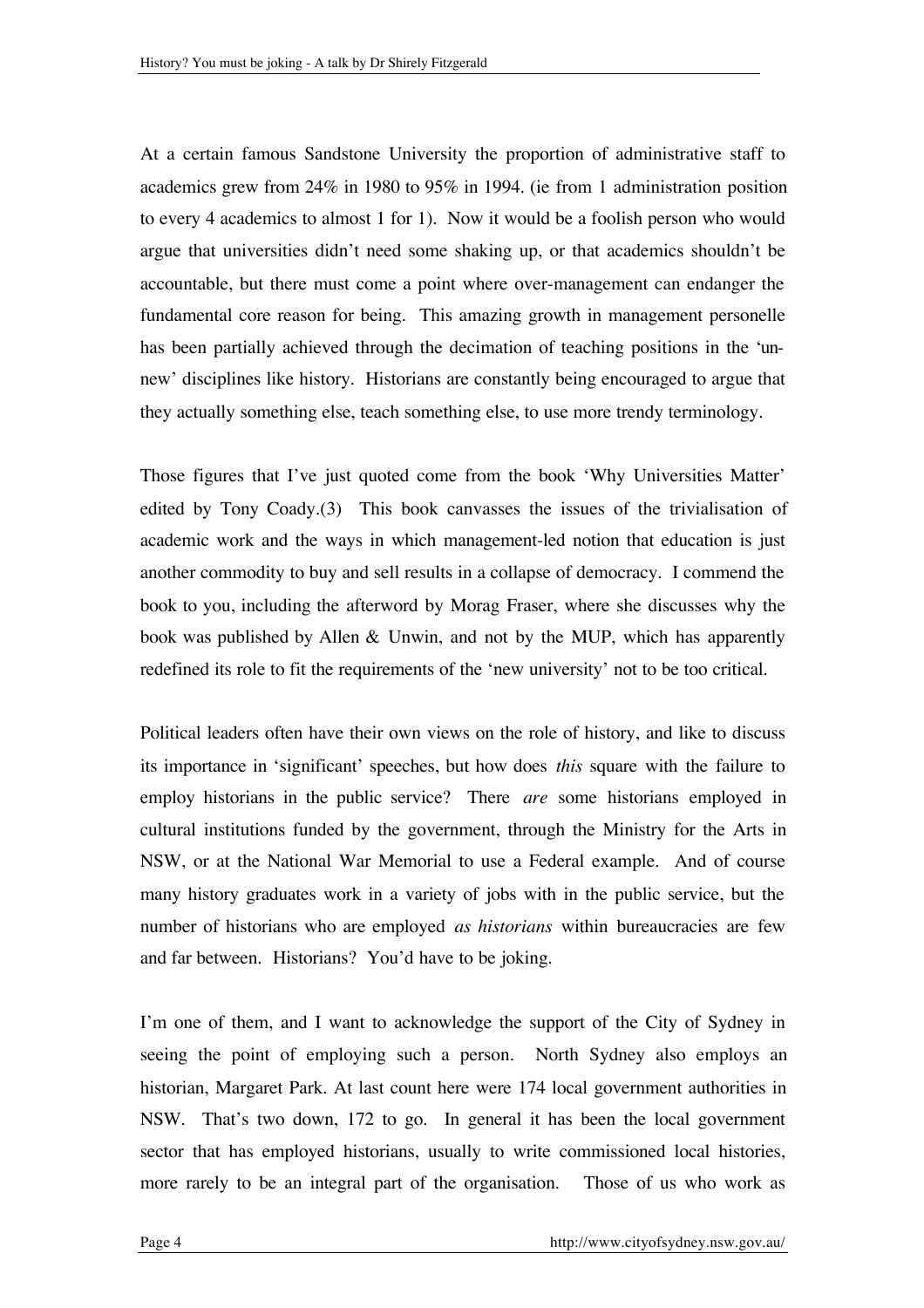At a certain famous Sandstone University the proportion of administrative staff to academics grew from 24% in 1980 to 95% in 1994. (ie from 1 administration position to every 4 academics to almost 1 for 1). Now it would be a foolish person who would argue that universities didn't need some shaking up, or that academics shouldn't be accountable, but there must come a point where over-management can endanger the fundamental core reason for being. This amazing growth in management personelle has been partially achieved through the decimation of teaching positions in the 'un-new' disciplines like history. Historians are constantly being encouraged to argue that they actually something else, teach something else, to use more trendy terminology.

Those figures that I've just quoted come from the book 'Why Universities Matter' edited by Tony Coady.(3) This book canvasses the issues of the trivialisation of academic work and the ways in which management-led notion that education is just another commodity to buy and sell results in a collapse of democracy. I commend the book to you, including the afterword by Morag Fraser, where she discusses why the book was published by Allen & Unwin, and not by the MUP, which has apparently redefined its role to fit the requirements of the 'new university' not to be too critical.

Political leaders often have their own views on the role of history, and like to discuss its importance in 'significant' speeches, but how does *this* square with the failure to employ historians in the public service? There *are* some historians employed in cultural institutions funded by the government, through the Ministry for the Arts in NSW, or at the National War Memorial to use a Federal example. And of course many history graduates work in a variety of jobs with in the public service, but the number of historians who are employed *as historians* within bureaucracies are few and far between. Historians? You'd have to be joking.

I'm one of them, and I want to acknowledge the support of the City of Sydney in seeing the point of employing such a person. North Sydney also employs an historian, Margaret Park. At last count here were 174 local government authorities in NSW. That's two down, 172 to go. In general it has been the local government sector that has employed historians, usually to write commissioned local histories, more rarely to be an integral part of the organisation. Those of us who work as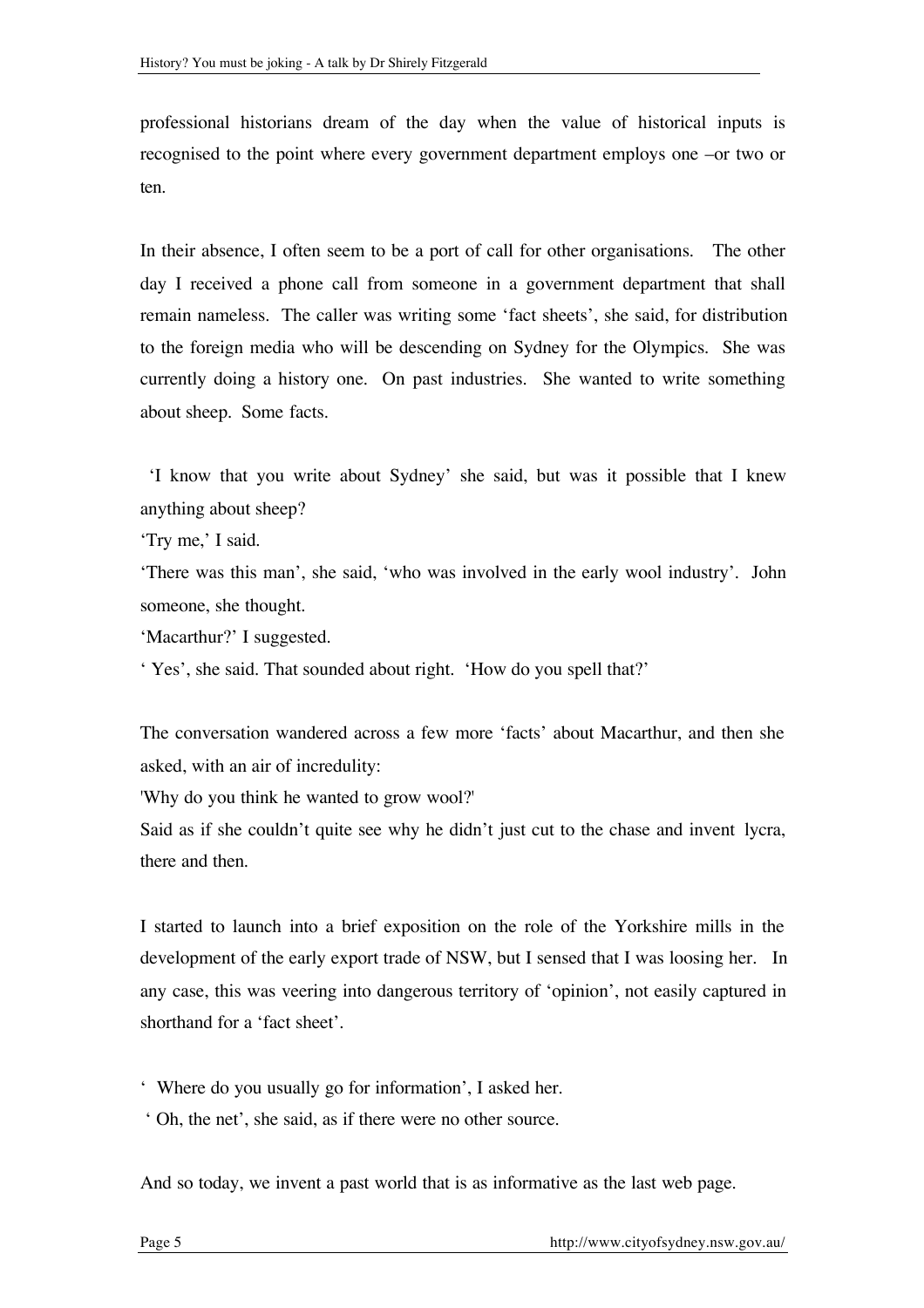professional historians dream of the day when the value of historical inputs is recognised to the point where every government department employs one –or two or ten.

In their absence, I often seem to be a port of call for other organisations. The other day I received a phone call from someone in a government department that shall remain nameless. The caller was writing some 'fact sheets', she said, for distribution to the foreign media who will be descending on Sydney for the Olympics. She was currently doing a history one. On past industries. She wanted to write something about sheep. Some facts.

'I know that you write about Sydney' she said, but was it possible that I knew anything about sheep?
'Try me,' I said.
'There was this man', she said, 'who was involved in the early wool industry'. John someone, she thought.
'Macarthur?' I suggested.
' Yes', she said. That sounded about right. 'How do you spell that?'

The conversation wandered across a few more 'facts' about Macarthur, and then she asked, with an air of incredulity:
'Why do you think he wanted to grow wool?'
Said as if she couldn't quite see why he didn't just cut to the chase and invent lycra, there and then.

I started to launch into a brief exposition on the role of the Yorkshire mills in the development of the early export trade of NSW, but I sensed that I was loosing her. In any case, this was veering into dangerous territory of 'opinion', not easily captured in shorthand for a 'fact sheet'.

' Where do you usually go for information', I asked her.
' Oh, the net', she said, as if there were no other source.

And so today, we invent a past world that is as informative as the last web page.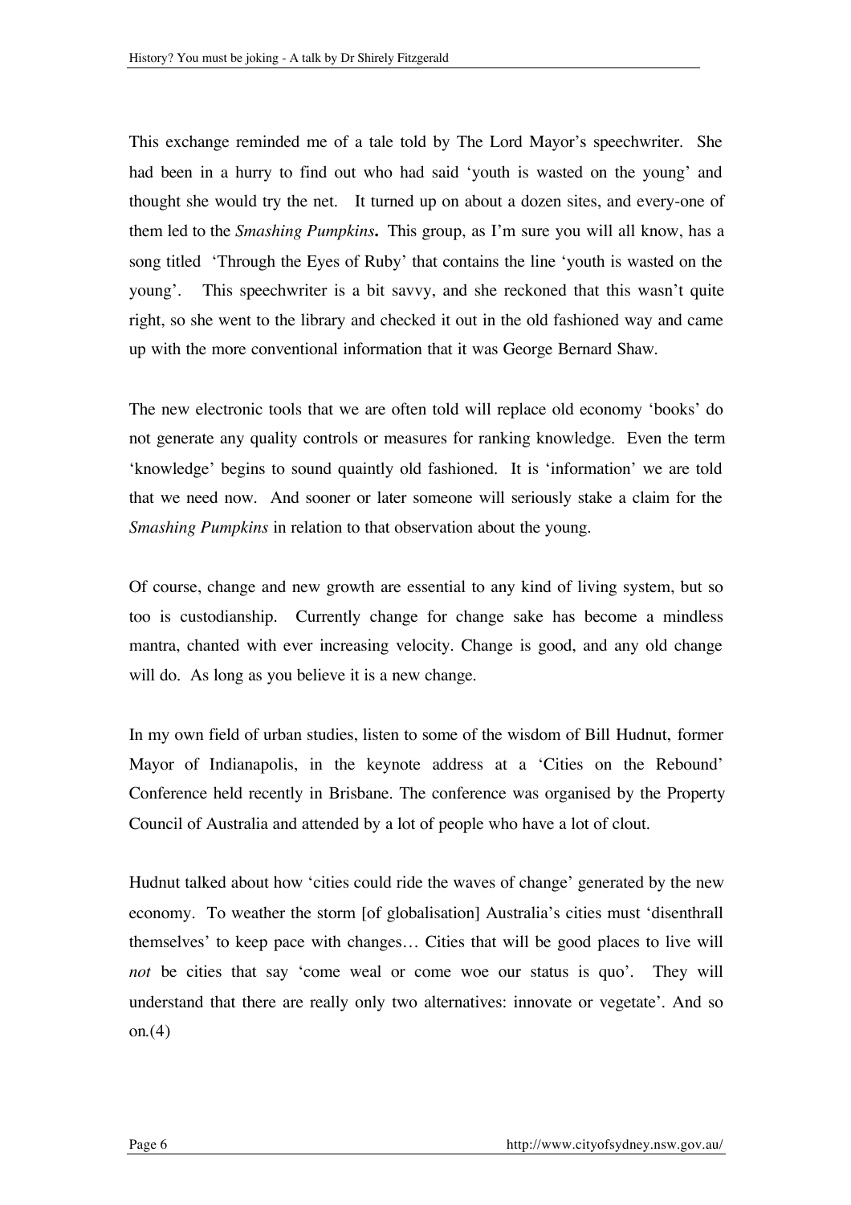This exchange reminded me of a tale told by The Lord Mayor's speechwriter. She had been in a hurry to find out who had said 'youth is wasted on the young' and thought she would try the net. It turned up on about a dozen sites, and every-one of them led to the *Smashing Pumpkins***.** This group, as I'm sure you will all know, has a song titled 'Through the Eyes of Ruby' that contains the line 'youth is wasted on the young'. This speechwriter is a bit savvy, and she reckoned that this wasn't quite right, so she went to the library and checked it out in the old fashioned way and came up with the more conventional information that it was George Bernard Shaw.

The new electronic tools that we are often told will replace old economy 'books' do not generate any quality controls or measures for ranking knowledge. Even the term 'knowledge' begins to sound quaintly old fashioned. It is 'information' we are told that we need now. And sooner or later someone will seriously stake a claim for the *Smashing Pumpkins* in relation to that observation about the young.

Of course, change and new growth are essential to any kind of living system, but so too is custodianship. Currently change for change sake has become a mindless mantra, chanted with ever increasing velocity. Change is good, and any old change will do. As long as you believe it is a new change.

In my own field of urban studies, listen to some of the wisdom of Bill Hudnut, former Mayor of Indianapolis, in the keynote address at a 'Cities on the Rebound' Conference held recently in Brisbane. The conference was organised by the Property Council of Australia and attended by a lot of people who have a lot of clout.

Hudnut talked about how 'cities could ride the waves of change' generated by the new economy. To weather the storm [of globalisation] Australia's cities must 'disenthrall themselves' to keep pace with changes… Cities that will be good places to live will *not* be cities that say 'come weal or come woe our status is quo'. They will understand that there are really only two alternatives: innovate or vegetate'. And so on.(4)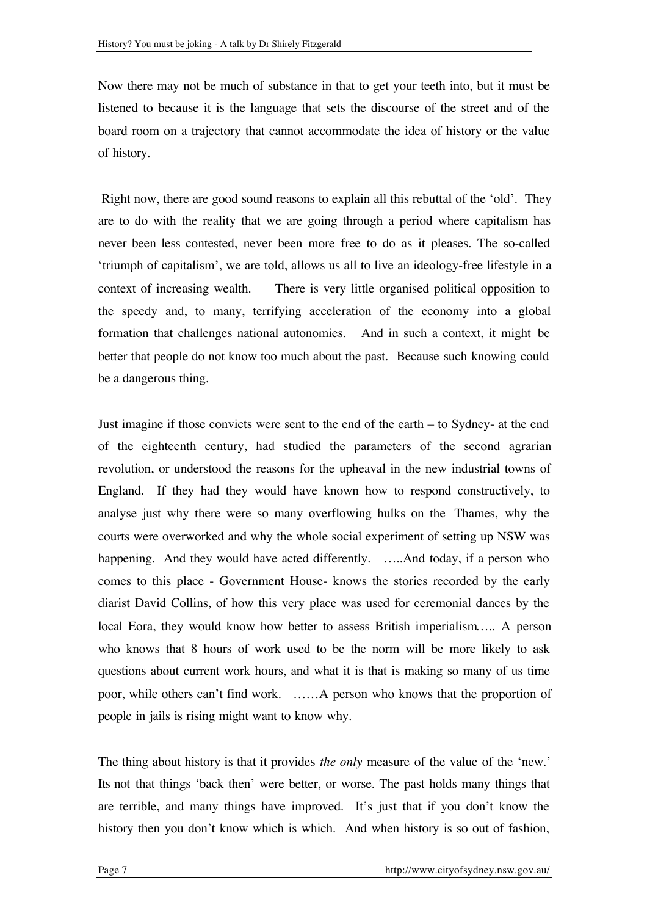Now there may not be much of substance in that to get your teeth into, but it must be listened to because it is the language that sets the discourse of the street and of the board room on a trajectory that cannot accommodate the idea of history or the value of history.

Right now, there are good sound reasons to explain all this rebuttal of the 'old'. They are to do with the reality that we are going through a period where capitalism has never been less contested, never been more free to do as it pleases. The so-called 'triumph of capitalism', we are told, allows us all to live an ideology-free lifestyle in a context of increasing wealth. There is very little organised political opposition to the speedy and, to many, terrifying acceleration of the economy into a global formation that challenges national autonomies. And in such a context, it might be better that people do not know too much about the past. Because such knowing could be a dangerous thing.

Just imagine if those convicts were sent to the end of the earth – to Sydney- at the end of the eighteenth century, had studied the parameters of the second agrarian revolution, or understood the reasons for the upheaval in the new industrial towns of England. If they had they would have known how to respond constructively, to analyse just why there were so many overflowing hulks on the Thames, why the courts were overworked and why the whole social experiment of setting up NSW was happening. And they would have acted differently. …..And today, if a person who comes to this place - Government House- knows the stories recorded by the early diarist David Collins, of how this very place was used for ceremonial dances by the local Eora, they would know how better to assess British imperialism….. A person who knows that 8 hours of work used to be the norm will be more likely to ask questions about current work hours, and what it is that is making so many of us time poor, while others can't find work. ……A person who knows that the proportion of people in jails is rising might want to know why.

The thing about history is that it provides *the only* measure of the value of the 'new.' Its not that things 'back then' were better, or worse. The past holds many things that are terrible, and many things have improved. It's just that if you don't know the history then you don't know which is which. And when history is so out of fashion,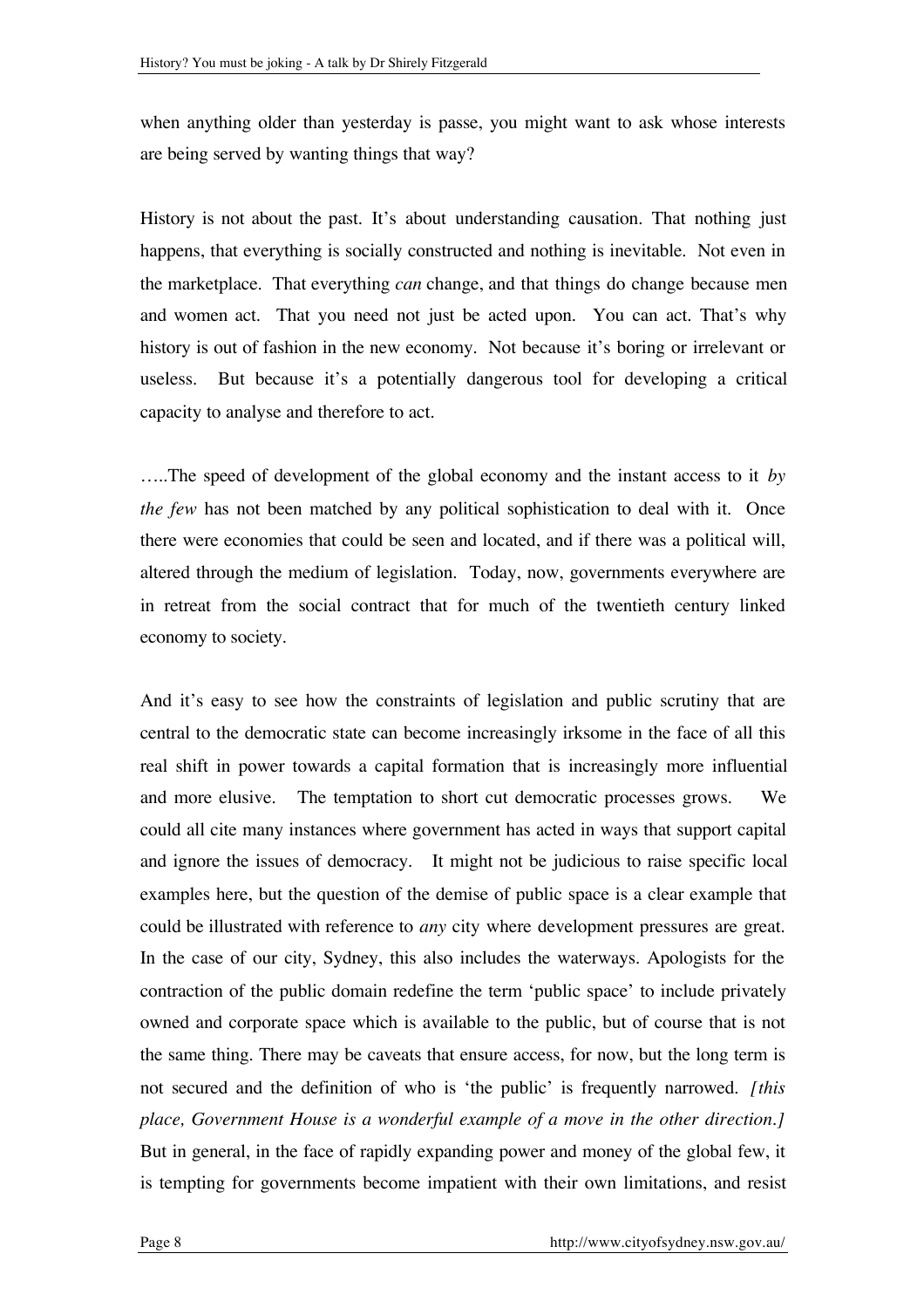when anything older than yesterday is passe, you might want to ask whose interests are being served by wanting things that way?

History is not about the past. It's about understanding causation. That nothing just happens, that everything is socially constructed and nothing is inevitable. Not even in the marketplace. That everything *can* change, and that things do change because men and women act. That you need not just be acted upon. You can act. That's why history is out of fashion in the new economy. Not because it's boring or irrelevant or useless. But because it's a potentially dangerous tool for developing a critical capacity to analyse and therefore to act.

…..The speed of development of the global economy and the instant access to it *by the few* has not been matched by any political sophistication to deal with it. Once there were economies that could be seen and located, and if there was a political will, altered through the medium of legislation. Today, now, governments everywhere are in retreat from the social contract that for much of the twentieth century linked economy to society.

And it's easy to see how the constraints of legislation and public scrutiny that are central to the democratic state can become increasingly irksome in the face of all this real shift in power towards a capital formation that is increasingly more influential and more elusive. The temptation to short cut democratic processes grows. We could all cite many instances where government has acted in ways that support capital and ignore the issues of democracy. It might not be judicious to raise specific local examples here, but the question of the demise of public space is a clear example that could be illustrated with reference to *any* city where development pressures are great. In the case of our city, Sydney, this also includes the waterways. Apologists for the contraction of the public domain redefine the term 'public space' to include privately owned and corporate space which is available to the public, but of course that is not the same thing. There may be caveats that ensure access, for now, but the long term is not secured and the definition of who is 'the public' is frequently narrowed. *[this place, Government House is a wonderful example of a move in the other direction.]* But in general, in the face of rapidly expanding power and money of the global few, it is tempting for governments become impatient with their own limitations, and resist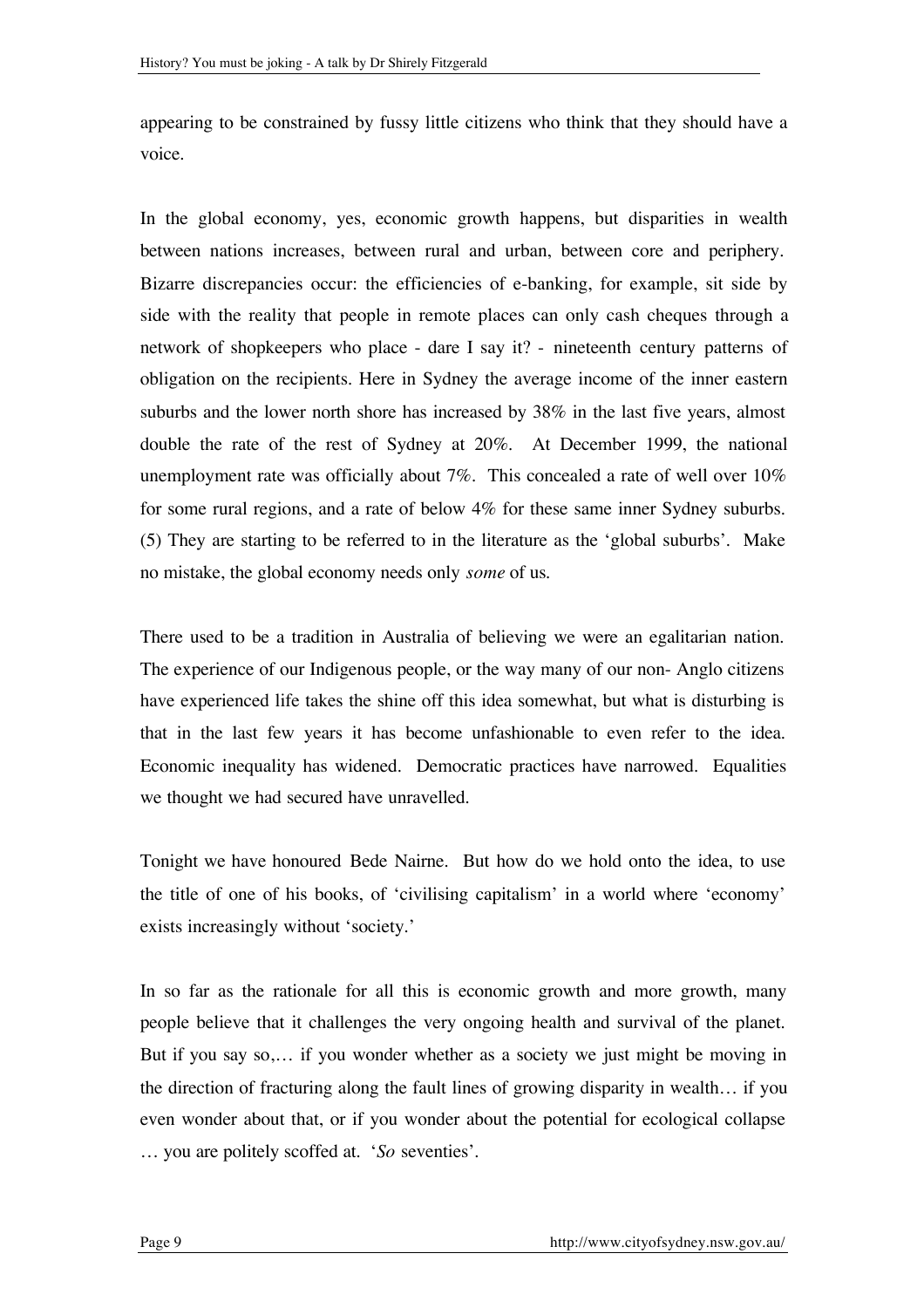appearing to be constrained by fussy little citizens who think that they should have a voice.

In the global economy, yes, economic growth happens, but disparities in wealth between nations increases, between rural and urban, between core and periphery. Bizarre discrepancies occur: the efficiencies of e-banking, for example, sit side by side with the reality that people in remote places can only cash cheques through a network of shopkeepers who place - dare I say it? - nineteenth century patterns of obligation on the recipients. Here in Sydney the average income of the inner eastern suburbs and the lower north shore has increased by 38% in the last five years, almost double the rate of the rest of Sydney at 20%. At December 1999, the national unemployment rate was officially about 7%. This concealed a rate of well over 10% for some rural regions, and a rate of below 4% for these same inner Sydney suburbs. (5) They are starting to be referred to in the literature as the 'global suburbs'. Make no mistake, the global economy needs only *some* of us.

There used to be a tradition in Australia of believing we were an egalitarian nation. The experience of our Indigenous people, or the way many of our non- Anglo citizens have experienced life takes the shine off this idea somewhat, but what is disturbing is that in the last few years it has become unfashionable to even refer to the idea. Economic inequality has widened. Democratic practices have narrowed. Equalities we thought we had secured have unravelled.

Tonight we have honoured Bede Nairne. But how do we hold onto the idea, to use the title of one of his books, of 'civilising capitalism' in a world where 'economy' exists increasingly without 'society.'

In so far as the rationale for all this is economic growth and more growth, many people believe that it challenges the very ongoing health and survival of the planet. But if you say so,… if you wonder whether as a society we just might be moving in the direction of fracturing along the fault lines of growing disparity in wealth… if you even wonder about that, or if you wonder about the potential for ecological collapse … you are politely scoffed at. '*So* seventies'.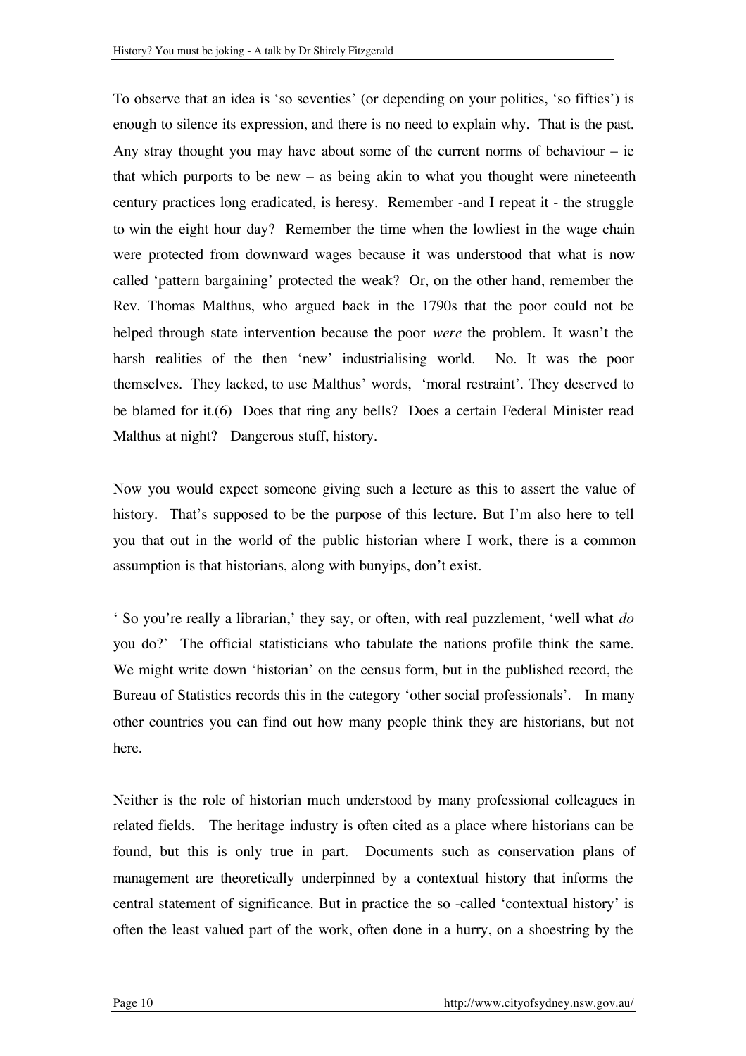To observe that an idea is 'so seventies' (or depending on your politics, 'so fifties') is enough to silence its expression, and there is no need to explain why. That is the past. Any stray thought you may have about some of the current norms of behaviour – ie that which purports to be new – as being akin to what you thought were nineteenth century practices long eradicated, is heresy. Remember -and I repeat it - the struggle to win the eight hour day? Remember the time when the lowliest in the wage chain were protected from downward wages because it was understood that what is now called 'pattern bargaining' protected the weak? Or, on the other hand, remember the Rev. Thomas Malthus, who argued back in the 1790s that the poor could not be helped through state intervention because the poor *were* the problem. It wasn't the harsh realities of the then 'new' industrialising world. No. It was the poor themselves. They lacked, to use Malthus' words, 'moral restraint'. They deserved to be blamed for it.(6) Does that ring any bells? Does a certain Federal Minister read Malthus at night? Dangerous stuff, history.

Now you would expect someone giving such a lecture as this to assert the value of history. That's supposed to be the purpose of this lecture. But I'm also here to tell you that out in the world of the public historian where I work, there is a common assumption is that historians, along with bunyips, don't exist.

' So you're really a librarian,' they say, or often, with real puzzlement, 'well what *do* you do?' The official statisticians who tabulate the nations profile think the same. We might write down 'historian' on the census form, but in the published record, the Bureau of Statistics records this in the category 'other social professionals'. In many other countries you can find out how many people think they are historians, but not here.

Neither is the role of historian much understood by many professional colleagues in related fields. The heritage industry is often cited as a place where historians can be found, but this is only true in part. Documents such as conservation plans of management are theoretically underpinned by a contextual history that informs the central statement of significance. But in practice the so -called 'contextual history' is often the least valued part of the work, often done in a hurry, on a shoestring by the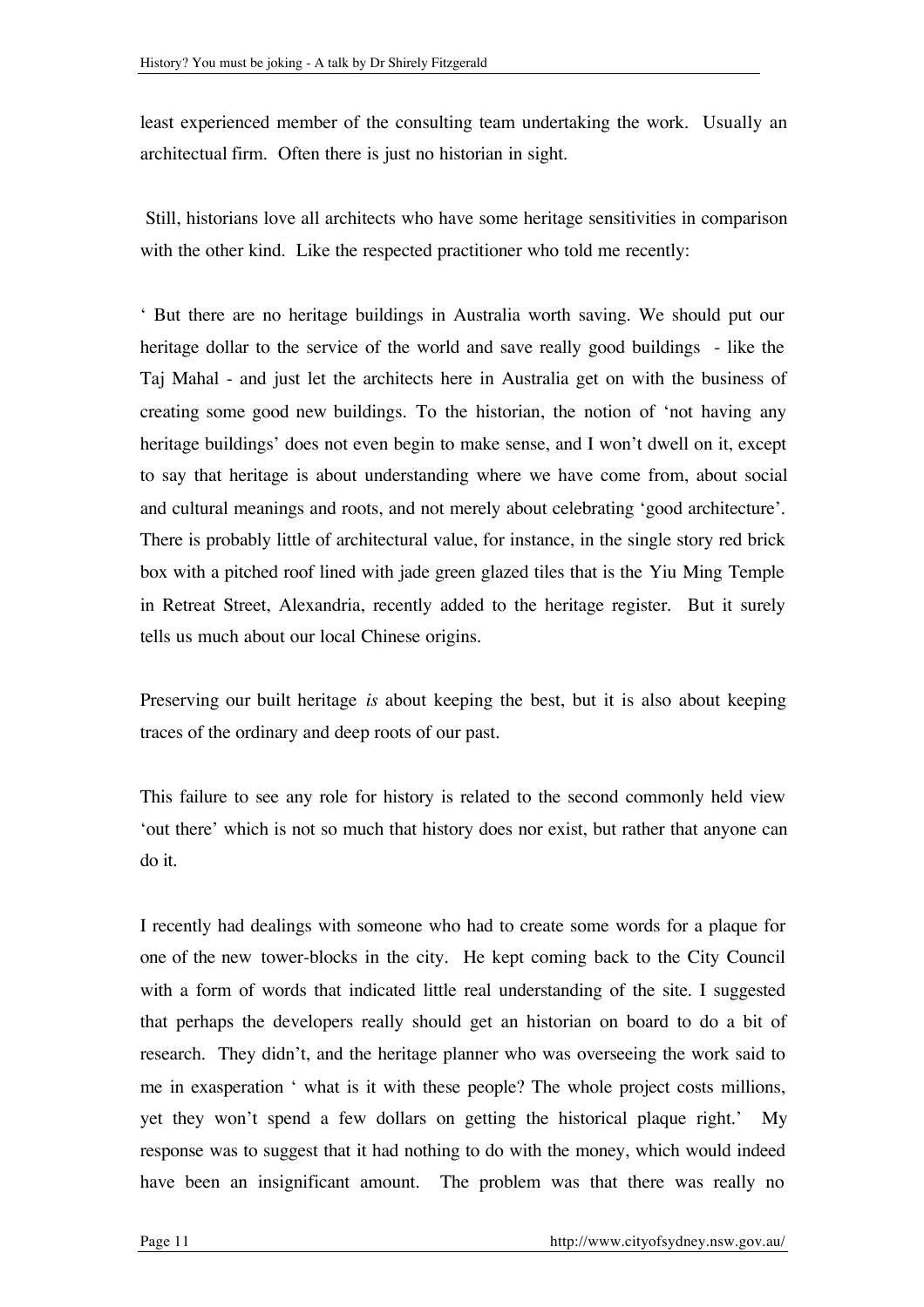least experienced member of the consulting team undertaking the work. Usually an architectual firm. Often there is just no historian in sight.

Still, historians love all architects who have some heritage sensitivities in comparison with the other kind. Like the respected practitioner who told me recently:

' But there are no heritage buildings in Australia worth saving. We should put our heritage dollar to the service of the world and save really good buildings - like the Taj Mahal - and just let the architects here in Australia get on with the business of creating some good new buildings. To the historian, the notion of 'not having any heritage buildings' does not even begin to make sense, and I won't dwell on it, except to say that heritage is about understanding where we have come from, about social and cultural meanings and roots, and not merely about celebrating 'good architecture'. There is probably little of architectural value, for instance, in the single story red brick box with a pitched roof lined with jade green glazed tiles that is the Yiu Ming Temple in Retreat Street, Alexandria, recently added to the heritage register. But it surely tells us much about our local Chinese origins.

Preserving our built heritage *is* about keeping the best, but it is also about keeping traces of the ordinary and deep roots of our past.

This failure to see any role for history is related to the second commonly held view 'out there' which is not so much that history does nor exist, but rather that anyone can do it.

I recently had dealings with someone who had to create some words for a plaque for one of the new tower-blocks in the city. He kept coming back to the City Council with a form of words that indicated little real understanding of the site. I suggested that perhaps the developers really should get an historian on board to do a bit of research. They didn't, and the heritage planner who was overseeing the work said to me in exasperation ' what is it with these people? The whole project costs millions, yet they won't spend a few dollars on getting the historical plaque right.' My response was to suggest that it had nothing to do with the money, which would indeed have been an insignificant amount. The problem was that there was really no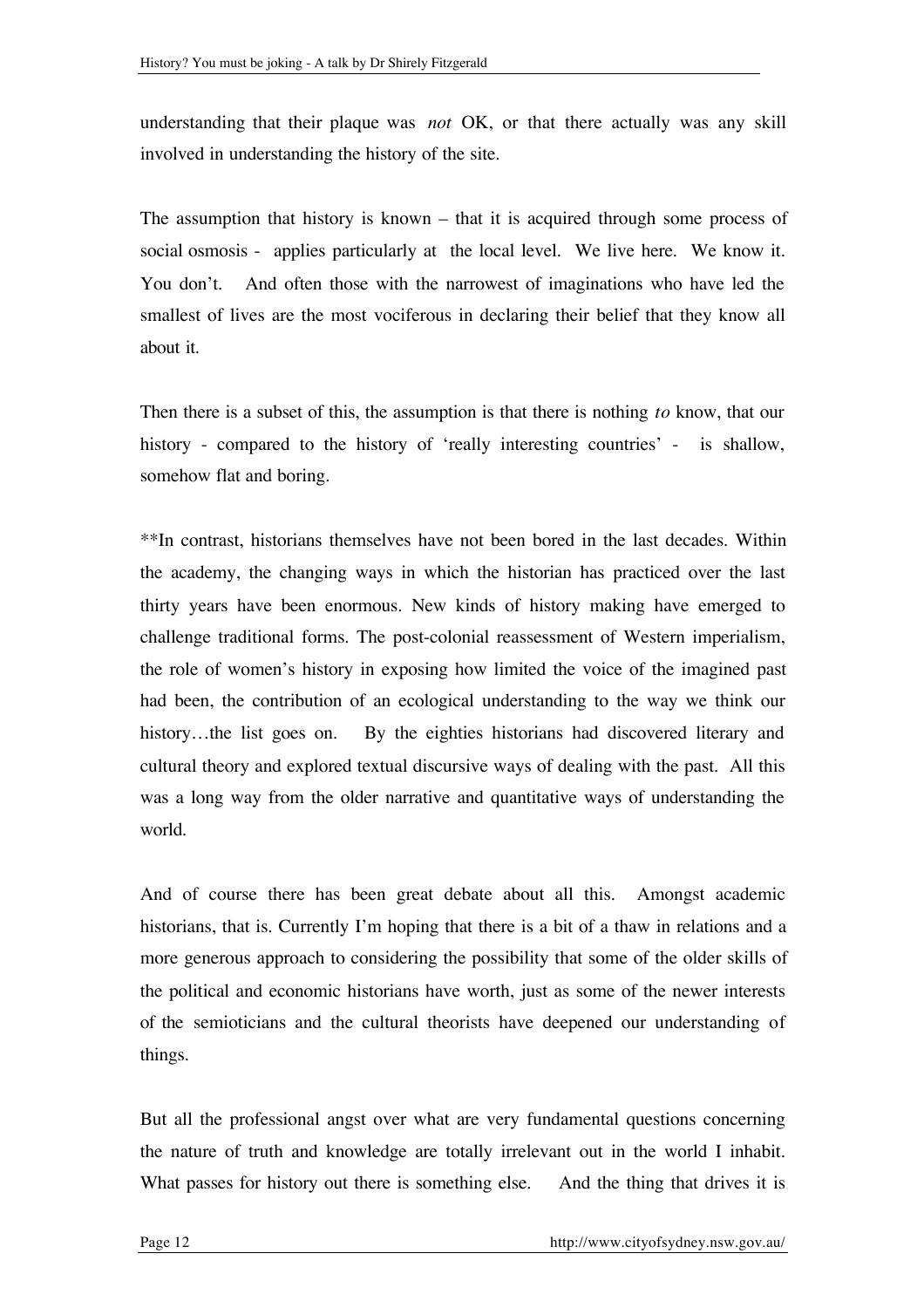understanding that their plaque was *not* OK, or that there actually was any skill involved in understanding the history of the site.

The assumption that history is known – that it is acquired through some process of social osmosis - applies particularly at the local level. We live here. We know it. You don't. And often those with the narrowest of imaginations who have led the smallest of lives are the most vociferous in declaring their belief that they know all about it.

Then there is a subset of this, the assumption is that there is nothing *to* know, that our history - compared to the history of 'really interesting countries' - is shallow, somehow flat and boring.

**In contrast, historians themselves have not been bored in the last decades. Within the academy, the changing ways in which the historian has practiced over the last thirty years have been enormous. New kinds of history making have emerged to challenge traditional forms. The post-colonial reassessment of Western imperialism, the role of women's history in exposing how limited the voice of the imagined past had been, the contribution of an ecological understanding to the way we think our history…the list goes on. By the eighties historians had discovered literary and cultural theory and explored textual discursive ways of dealing with the past. All this was a long way from the older narrative and quantitative ways of understanding the world.

And of course there has been great debate about all this. Amongst academic historians, that is. Currently I'm hoping that there is a bit of a thaw in relations and a more generous approach to considering the possibility that some of the older skills of the political and economic historians have worth, just as some of the newer interests of the semioticians and the cultural theorists have deepened our understanding of things.

But all the professional angst over what are very fundamental questions concerning the nature of truth and knowledge are totally irrelevant out in the world I inhabit. What passes for history out there is something else. And the thing that drives it is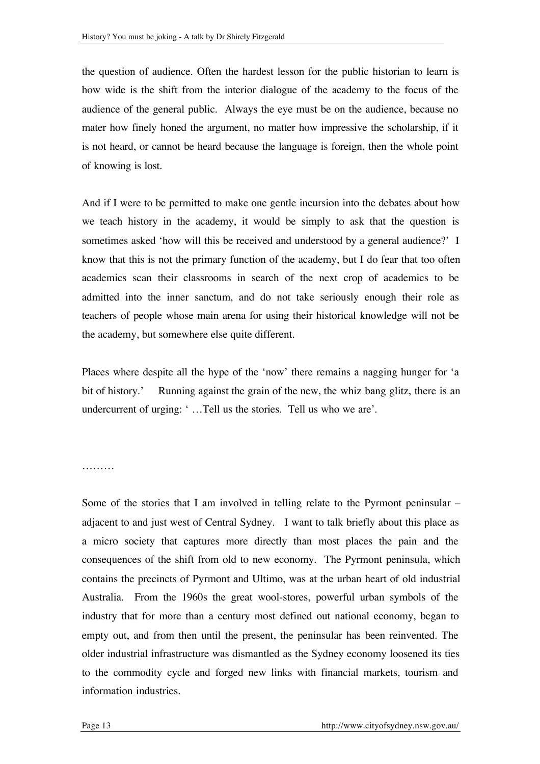the question of audience. Often the hardest lesson for the public historian to learn is how wide is the shift from the interior dialogue of the academy to the focus of the audience of the general public. Always the eye must be on the audience, because no mater how finely honed the argument, no matter how impressive the scholarship, if it is not heard, or cannot be heard because the language is foreign, then the whole point of knowing is lost.

And if I were to be permitted to make one gentle incursion into the debates about how we teach history in the academy, it would be simply to ask that the question is sometimes asked 'how will this be received and understood by a general audience?' I know that this is not the primary function of the academy, but I do fear that too often academics scan their classrooms in search of the next crop of academics to be admitted into the inner sanctum, and do not take seriously enough their role as teachers of people whose main arena for using their historical knowledge will not be the academy, but somewhere else quite different.

Places where despite all the hype of the 'now' there remains a nagging hunger for 'a bit of history.' Running against the grain of the new, the whiz bang glitz, there is an undercurrent of urging: ' …Tell us the stories. Tell us who we are'.

………

Some of the stories that I am involved in telling relate to the Pyrmont peninsular – adjacent to and just west of Central Sydney. I want to talk briefly about this place as a micro society that captures more directly than most places the pain and the consequences of the shift from old to new economy. The Pyrmont peninsula, which contains the precincts of Pyrmont and Ultimo, was at the urban heart of old industrial Australia. From the 1960s the great wool-stores, powerful urban symbols of the industry that for more than a century most defined out national economy, began to empty out, and from then until the present, the peninsular has been reinvented. The older industrial infrastructure was dismantled as the Sydney economy loosened its ties to the commodity cycle and forged new links with financial markets, tourism and information industries.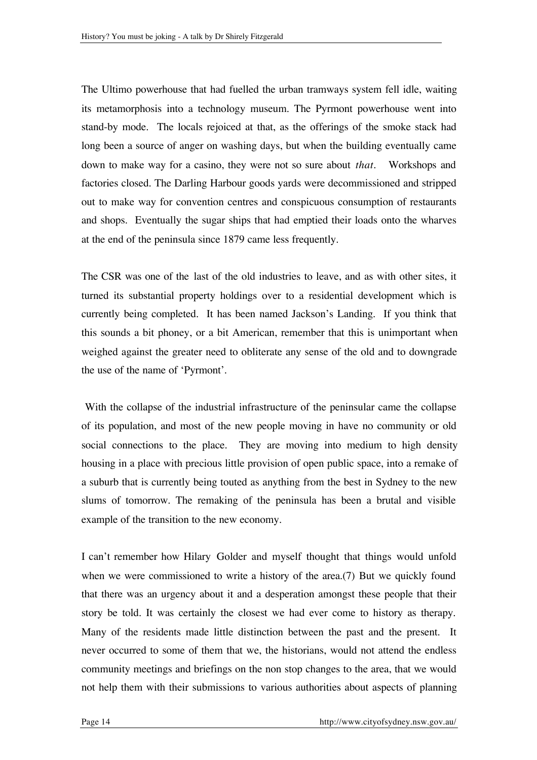The Ultimo powerhouse that had fuelled the urban tramways system fell idle, waiting its metamorphosis into a technology museum. The Pyrmont powerhouse went into stand-by mode. The locals rejoiced at that, as the offerings of the smoke stack had long been a source of anger on washing days, but when the building eventually came down to make way for a casino, they were not so sure about *that*. Workshops and factories closed. The Darling Harbour goods yards were decommissioned and stripped out to make way for convention centres and conspicuous consumption of restaurants and shops. Eventually the sugar ships that had emptied their loads onto the wharves at the end of the peninsula since 1879 came less frequently.

The CSR was one of the last of the old industries to leave, and as with other sites, it turned its substantial property holdings over to a residential development which is currently being completed. It has been named Jackson's Landing. If you think that this sounds a bit phoney, or a bit American, remember that this is unimportant when weighed against the greater need to obliterate any sense of the old and to downgrade the use of the name of 'Pyrmont'.

With the collapse of the industrial infrastructure of the peninsular came the collapse of its population, and most of the new people moving in have no community or old social connections to the place. They are moving into medium to high density housing in a place with precious little provision of open public space, into a remake of a suburb that is currently being touted as anything from the best in Sydney to the new slums of tomorrow. The remaking of the peninsula has been a brutal and visible example of the transition to the new economy.

I can't remember how Hilary Golder and myself thought that things would unfold when we were commissioned to write a history of the area.(7) But we quickly found that there was an urgency about it and a desperation amongst these people that their story be told. It was certainly the closest we had ever come to history as therapy. Many of the residents made little distinction between the past and the present. It never occurred to some of them that we, the historians, would not attend the endless community meetings and briefings on the non stop changes to the area, that we would not help them with their submissions to various authorities about aspects of planning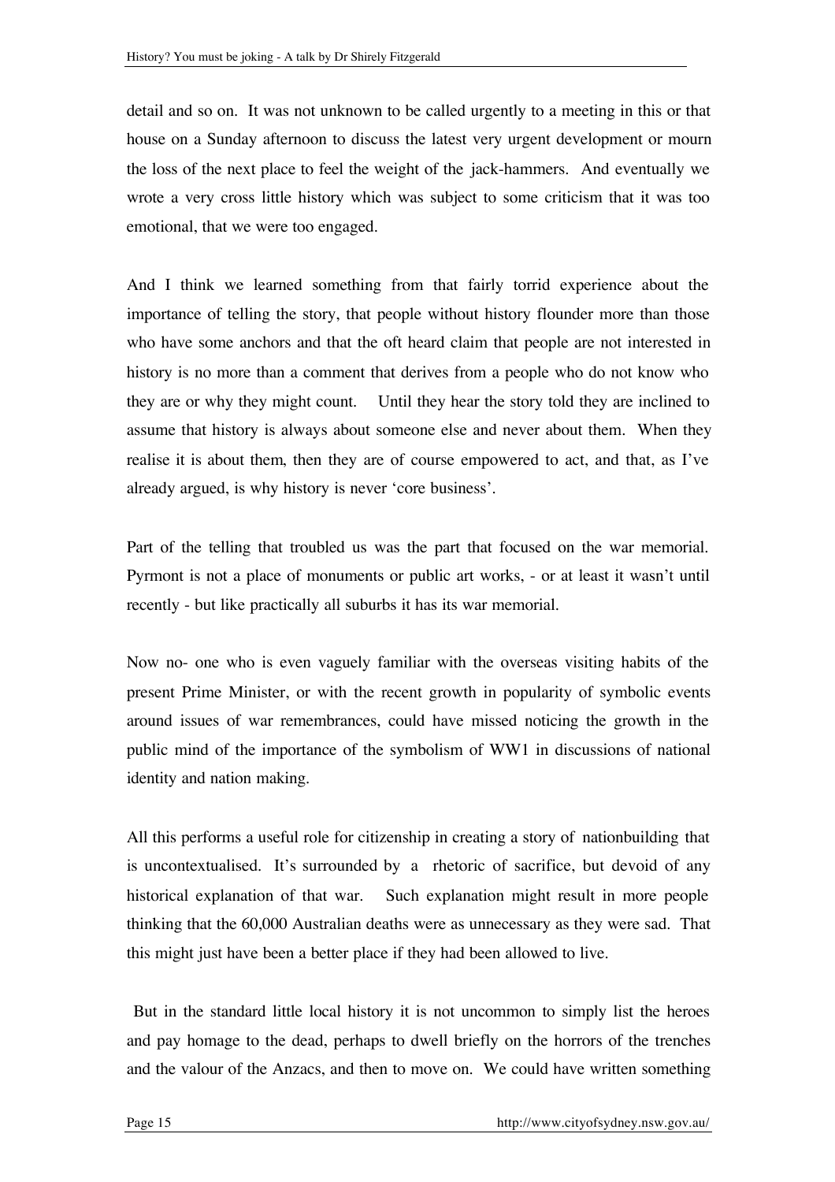detail and so on. It was not unknown to be called urgently to a meeting in this or that house on a Sunday afternoon to discuss the latest very urgent development or mourn the loss of the next place to feel the weight of the jack-hammers. And eventually we wrote a very cross little history which was subject to some criticism that it was too emotional, that we were too engaged.

And I think we learned something from that fairly torrid experience about the importance of telling the story, that people without history flounder more than those who have some anchors and that the oft heard claim that people are not interested in history is no more than a comment that derives from a people who do not know who they are or why they might count. Until they hear the story told they are inclined to assume that history is always about someone else and never about them. When they realise it is about them, then they are of course empowered to act, and that, as I've already argued, is why history is never 'core business'.

Part of the telling that troubled us was the part that focused on the war memorial. Pyrmont is not a place of monuments or public art works, - or at least it wasn't until recently - but like practically all suburbs it has its war memorial.

Now no- one who is even vaguely familiar with the overseas visiting habits of the present Prime Minister, or with the recent growth in popularity of symbolic events around issues of war remembrances, could have missed noticing the growth in the public mind of the importance of the symbolism of WW1 in discussions of national identity and nation making.

All this performs a useful role for citizenship in creating a story of nationbuilding that is uncontextualised. It's surrounded by a rhetoric of sacrifice, but devoid of any historical explanation of that war. Such explanation might result in more people thinking that the 60,000 Australian deaths were as unnecessary as they were sad. That this might just have been a better place if they had been allowed to live.

But in the standard little local history it is not uncommon to simply list the heroes and pay homage to the dead, perhaps to dwell briefly on the horrors of the trenches and the valour of the Anzacs, and then to move on. We could have written something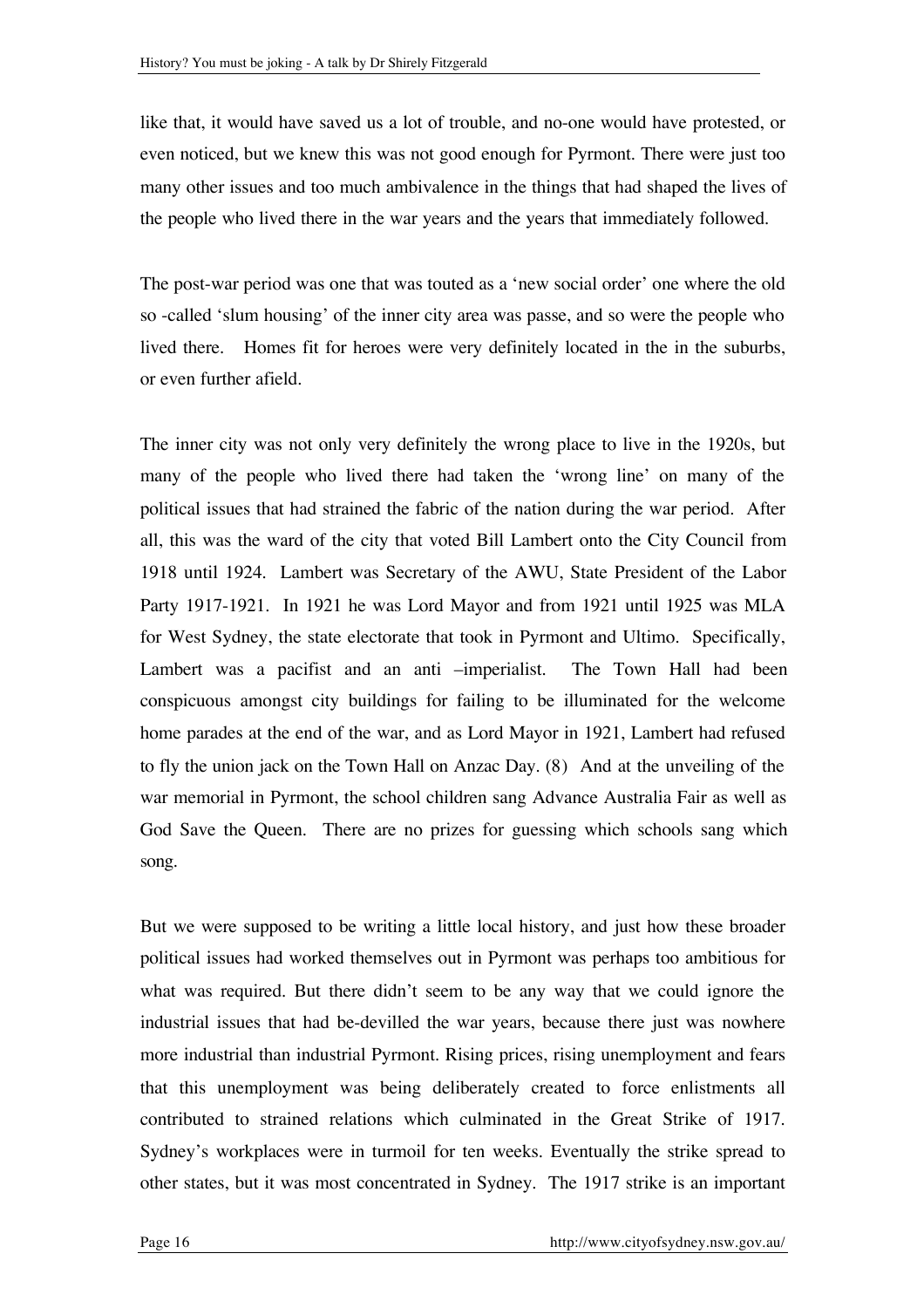like that, it would have saved us a lot of trouble, and no-one would have protested, or even noticed, but we knew this was not good enough for Pyrmont. There were just too many other issues and too much ambivalence in the things that had shaped the lives of the people who lived there in the war years and the years that immediately followed.

The post-war period was one that was touted as a 'new social order' one where the old so -called 'slum housing' of the inner city area was passe, and so were the people who lived there. Homes fit for heroes were very definitely located in the in the suburbs, or even further afield.

The inner city was not only very definitely the wrong place to live in the 1920s, but many of the people who lived there had taken the 'wrong line' on many of the political issues that had strained the fabric of the nation during the war period. After all, this was the ward of the city that voted Bill Lambert onto the City Council from 1918 until 1924. Lambert was Secretary of the AWU, State President of the Labor Party 1917-1921. In 1921 he was Lord Mayor and from 1921 until 1925 was MLA for West Sydney, the state electorate that took in Pyrmont and Ultimo. Specifically, Lambert was a pacifist and an anti –imperialist. The Town Hall had been conspicuous amongst city buildings for failing to be illuminated for the welcome home parades at the end of the war, and as Lord Mayor in 1921, Lambert had refused to fly the union jack on the Town Hall on Anzac Day. (8) And at the unveiling of the war memorial in Pyrmont, the school children sang Advance Australia Fair as well as God Save the Queen. There are no prizes for guessing which schools sang which song.

But we were supposed to be writing a little local history, and just how these broader political issues had worked themselves out in Pyrmont was perhaps too ambitious for what was required. But there didn't seem to be any way that we could ignore the industrial issues that had be-devilled the war years, because there just was nowhere more industrial than industrial Pyrmont. Rising prices, rising unemployment and fears that this unemployment was being deliberately created to force enlistments all contributed to strained relations which culminated in the Great Strike of 1917. Sydney's workplaces were in turmoil for ten weeks. Eventually the strike spread to other states, but it was most concentrated in Sydney. The 1917 strike is an important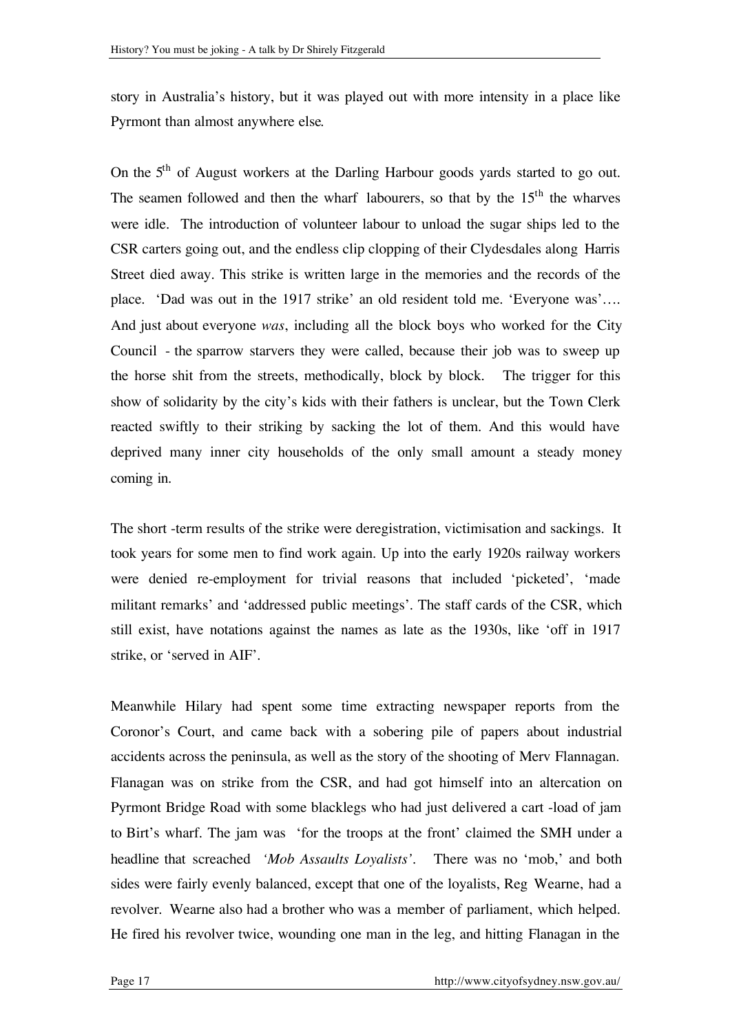story in Australia's history, but it was played out with more intensity in a place like Pyrmont than almost anywhere else.

On the 5th of August workers at the Darling Harbour goods yards started to go out. The seamen followed and then the wharf labourers, so that by the 15th the wharves were idle. The introduction of volunteer labour to unload the sugar ships led to the CSR carters going out, and the endless clip clopping of their Clydesdales along Harris Street died away. This strike is written large in the memories and the records of the place. 'Dad was out in the 1917 strike' an old resident told me. 'Everyone was'…. And just about everyone *was*, including all the block boys who worked for the City Council - the sparrow starvers they were called, because their job was to sweep up the horse shit from the streets, methodically, block by block. The trigger for this show of solidarity by the city's kids with their fathers is unclear, but the Town Clerk reacted swiftly to their striking by sacking the lot of them. And this would have deprived many inner city households of the only small amount a steady money coming in.

The short -term results of the strike were deregistration, victimisation and sackings. It took years for some men to find work again. Up into the early 1920s railway workers were denied re-employment for trivial reasons that included 'picketed', 'made militant remarks' and 'addressed public meetings'. The staff cards of the CSR, which still exist, have notations against the names as late as the 1930s, like 'off in 1917 strike, or 'served in AIF'.

Meanwhile Hilary had spent some time extracting newspaper reports from the Coronor's Court, and came back with a sobering pile of papers about industrial accidents across the peninsula, as well as the story of the shooting of Merv Flannagan. Flanagan was on strike from the CSR, and had got himself into an altercation on Pyrmont Bridge Road with some blacklegs who had just delivered a cart -load of jam to Birt's wharf. The jam was 'for the troops at the front' claimed the SMH under a headline that screached *'Mob Assaults Loyalists'*. There was no 'mob,' and both sides were fairly evenly balanced, except that one of the loyalists, Reg Wearne, had a revolver. Wearne also had a brother who was a member of parliament, which helped. He fired his revolver twice, wounding one man in the leg, and hitting Flanagan in the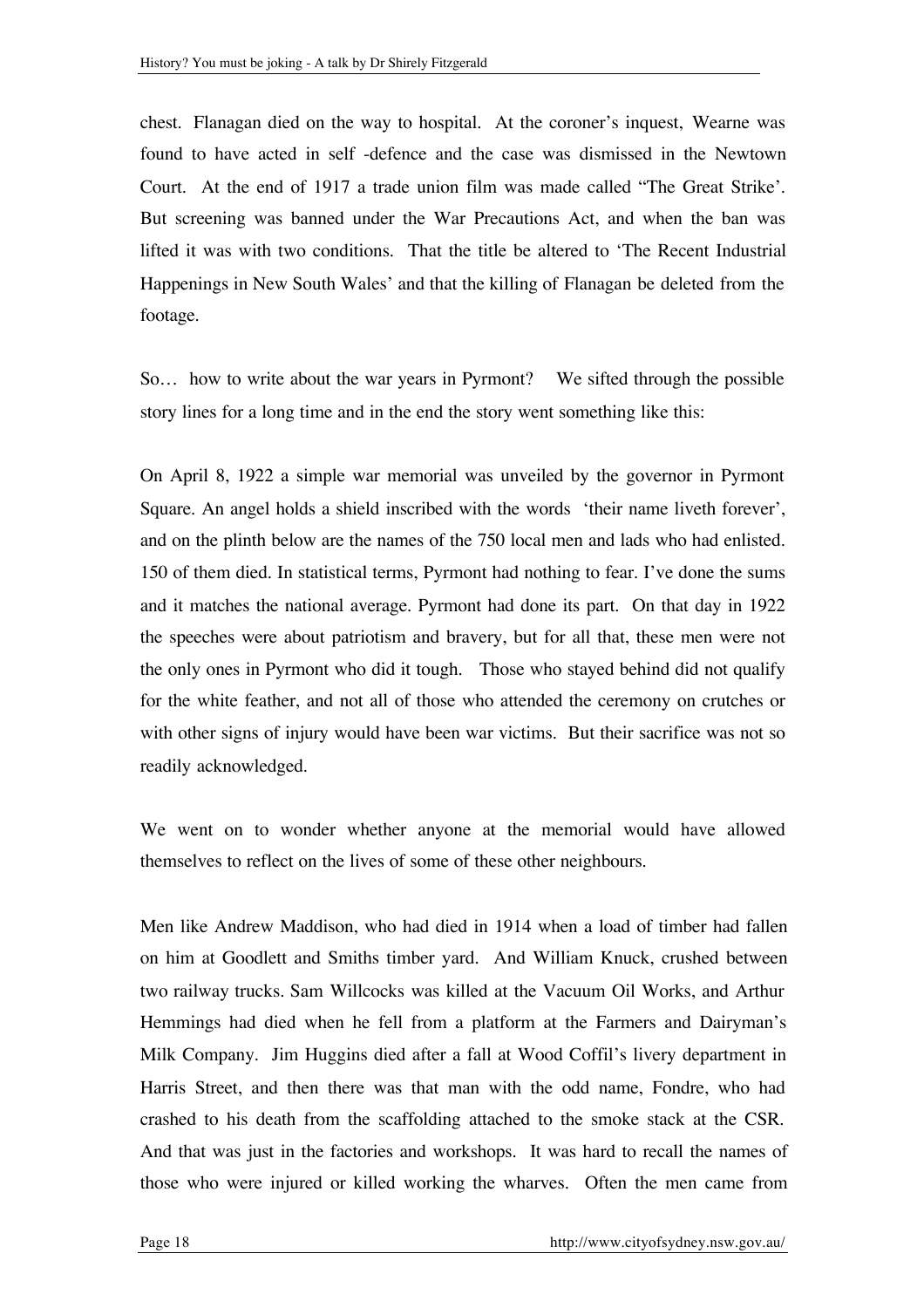chest. Flanagan died on the way to hospital. At the coroner's inquest, Wearne was found to have acted in self -defence and the case was dismissed in the Newtown Court. At the end of 1917 a trade union film was made called "The Great Strike'. But screening was banned under the War Precautions Act, and when the ban was lifted it was with two conditions. That the title be altered to 'The Recent Industrial Happenings in New South Wales' and that the killing of Flanagan be deleted from the footage.

So… how to write about the war years in Pyrmont? We sifted through the possible story lines for a long time and in the end the story went something like this:

On April 8, 1922 a simple war memorial was unveiled by the governor in Pyrmont Square. An angel holds a shield inscribed with the words 'their name liveth forever', and on the plinth below are the names of the 750 local men and lads who had enlisted. 150 of them died. In statistical terms, Pyrmont had nothing to fear. I've done the sums and it matches the national average. Pyrmont had done its part. On that day in 1922 the speeches were about patriotism and bravery, but for all that, these men were not the only ones in Pyrmont who did it tough. Those who stayed behind did not qualify for the white feather, and not all of those who attended the ceremony on crutches or with other signs of injury would have been war victims. But their sacrifice was not so readily acknowledged.

We went on to wonder whether anyone at the memorial would have allowed themselves to reflect on the lives of some of these other neighbours.

Men like Andrew Maddison, who had died in 1914 when a load of timber had fallen on him at Goodlett and Smiths timber yard. And William Knuck, crushed between two railway trucks. Sam Willcocks was killed at the Vacuum Oil Works, and Arthur Hemmings had died when he fell from a platform at the Farmers and Dairyman's Milk Company. Jim Huggins died after a fall at Wood Coffil's livery department in Harris Street, and then there was that man with the odd name, Fondre, who had crashed to his death from the scaffolding attached to the smoke stack at the CSR. And that was just in the factories and workshops. It was hard to recall the names of those who were injured or killed working the wharves. Often the men came from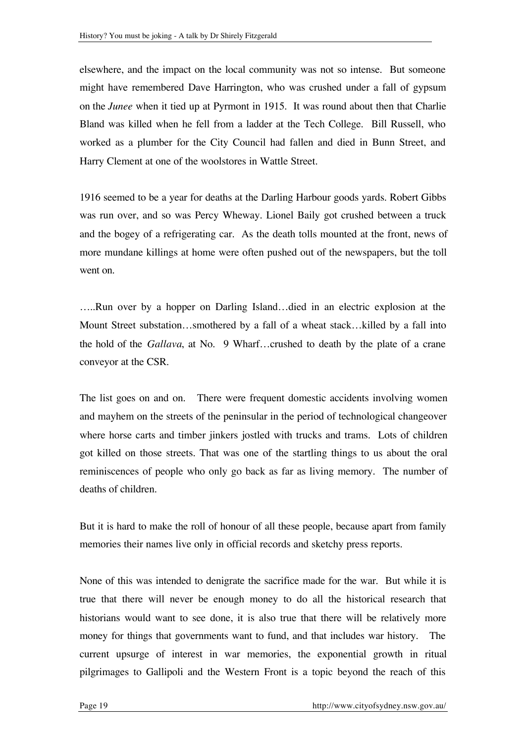elsewhere, and the impact on the local community was not so intense. But someone might have remembered Dave Harrington, who was crushed under a fall of gypsum on the *Junee* when it tied up at Pyrmont in 1915. It was round about then that Charlie Bland was killed when he fell from a ladder at the Tech College. Bill Russell, who worked as a plumber for the City Council had fallen and died in Bunn Street, and Harry Clement at one of the woolstores in Wattle Street.

1916 seemed to be a year for deaths at the Darling Harbour goods yards. Robert Gibbs was run over, and so was Percy Wheway. Lionel Baily got crushed between a truck and the bogey of a refrigerating car. As the death tolls mounted at the front, news of more mundane killings at home were often pushed out of the newspapers, but the toll went on.

…..Run over by a hopper on Darling Island…died in an electric explosion at the Mount Street substation…smothered by a fall of a wheat stack…killed by a fall into the hold of the *Gallava*, at No. 9 Wharf…crushed to death by the plate of a crane conveyor at the CSR.

The list goes on and on. There were frequent domestic accidents involving women and mayhem on the streets of the peninsular in the period of technological changeover where horse carts and timber jinkers jostled with trucks and trams. Lots of children got killed on those streets. That was one of the startling things to us about the oral reminiscences of people who only go back as far as living memory. The number of deaths of children.

But it is hard to make the roll of honour of all these people, because apart from family memories their names live only in official records and sketchy press reports.

None of this was intended to denigrate the sacrifice made for the war. But while it is true that there will never be enough money to do all the historical research that historians would want to see done, it is also true that there will be relatively more money for things that governments want to fund, and that includes war history. The current upsurge of interest in war memories, the exponential growth in ritual pilgrimages to Gallipoli and the Western Front is a topic beyond the reach of this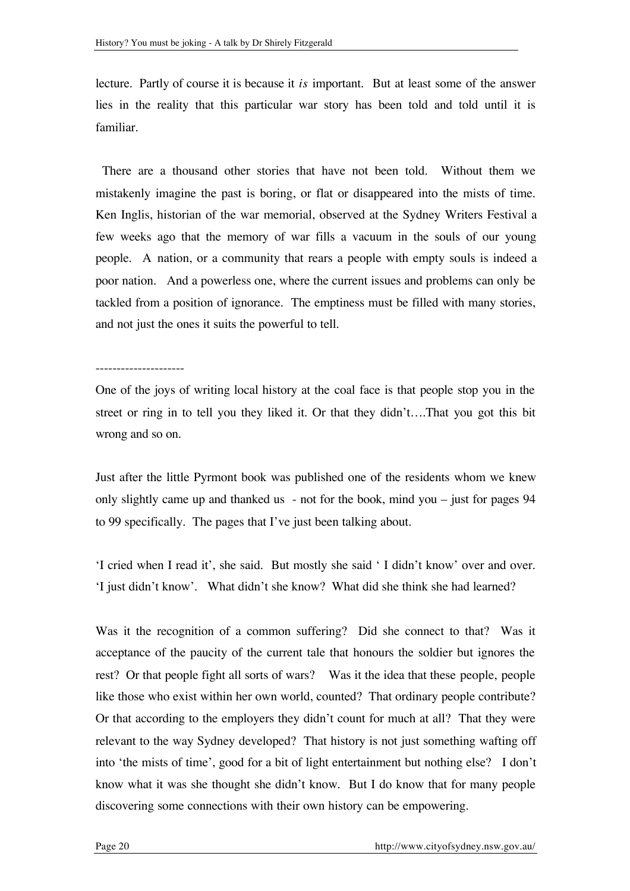lecture. Partly of course it is because it *is* important. But at least some of the answer lies in the reality that this particular war story has been told and told until it is familiar.

There are a thousand other stories that have not been told. Without them we mistakenly imagine the past is boring, or flat or disappeared into the mists of time. Ken Inglis, historian of the war memorial, observed at the Sydney Writers Festival a few weeks ago that the memory of war fills a vacuum in the souls of our young people. A nation, or a community that rears a people with empty souls is indeed a poor nation. And a powerless one, where the current issues and problems can only be tackled from a position of ignorance. The emptiness must be filled with many stories, and not just the ones it suits the powerful to tell.

---------------------

One of the joys of writing local history at the coal face is that people stop you in the street or ring in to tell you they liked it. Or that they didn't….That you got this bit wrong and so on.

Just after the little Pyrmont book was published one of the residents whom we knew only slightly came up and thanked us - not for the book, mind you – just for pages 94 to 99 specifically. The pages that I've just been talking about.

'I cried when I read it', she said. But mostly she said ' I didn't know' over and over. 'I just didn't know'. What didn't she know? What did she think she had learned?

Was it the recognition of a common suffering? Did she connect to that? Was it acceptance of the paucity of the current tale that honours the soldier but ignores the rest? Or that people fight all sorts of wars? Was it the idea that these people, people like those who exist within her own world, counted? That ordinary people contribute? Or that according to the employers they didn't count for much at all? That they were relevant to the way Sydney developed? That history is not just something wafting off into 'the mists of time', good for a bit of light entertainment but nothing else? I don't know what it was she thought she didn't know. But I do know that for many people discovering some connections with their own history can be empowering.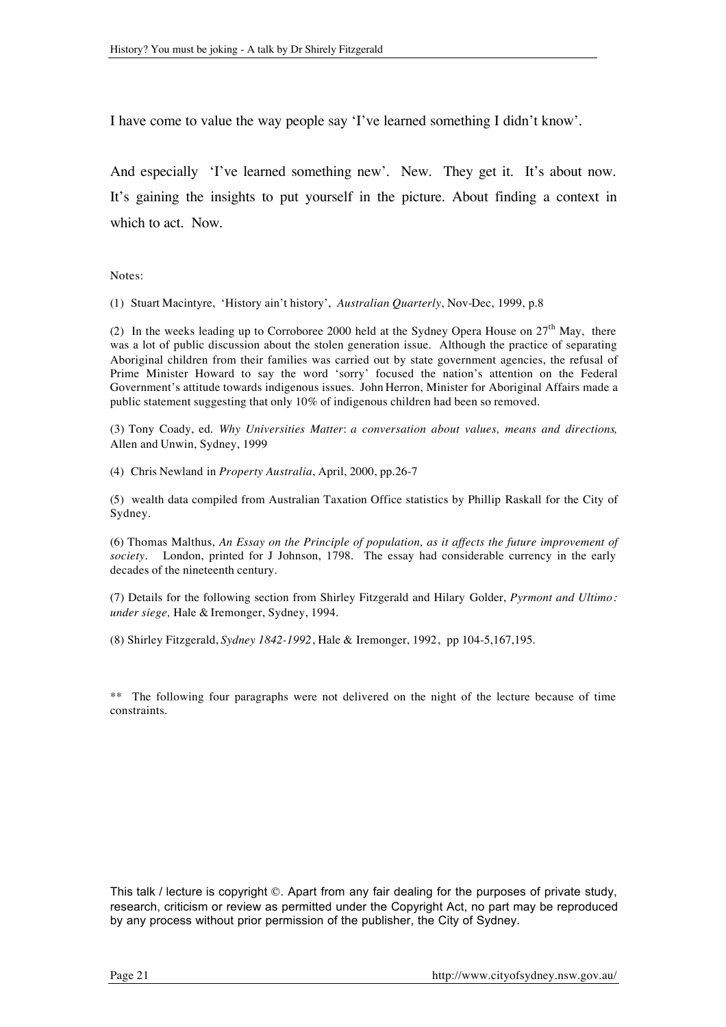I have come to value the way people say 'I've learned something I didn't know'.

And especially 'I've learned something new'. New. They get it. It's about now. It's gaining the insights to put yourself in the picture. About finding a context in which to act. Now.

Notes:

(1) Stuart Macintyre, 'History ain't history', *Australian Quarterly*, Nov-Dec, 1999, p.8

(2) In the weeks leading up to Corroboree 2000 held at the Sydney Opera House on 27th May, there was a lot of public discussion about the stolen generation issue. Although the practice of separating Aboriginal children from their families was carried out by state government agencies, the refusal of Prime Minister Howard to say the word 'sorry' focused the nation's attention on the Federal Government's attitude towards indigenous issues. John Herron, Minister for Aboriginal Affairs made a public statement suggesting that only 10% of indigenous children had been so removed.

(3) Tony Coady, ed. *Why Universities Matter*: *a conversation about values, means and directions,* Allen and Unwin, Sydney, 1999

(4) Chris Newland in *Property Australia*, April, 2000, pp.26-7

(5) wealth data compiled from Australian Taxation Office statistics by Phillip Raskall for the City of Sydney.

(6) Thomas Malthus, *An Essay on the Principle of population, as it affects the future improvement of society*. London, printed for J Johnson, 1798. The essay had considerable currency in the early decades of the nineteenth century.

(7) Details for the following section from Shirley Fitzgerald and Hilary Golder, *Pyrmont and Ultimo: under siege,* Hale & Iremonger, Sydney, 1994.

(8) Shirley Fitzgerald, *Sydney 1842-1992*, Hale & Iremonger, 1992, pp 104-5,167,195.

** The following four paragraphs were not delivered on the night of the lecture because of time constraints.

This talk / lecture is copyright ©. Apart from any fair dealing for the purposes of private study, research, criticism or review as permitted under the Copyright Act, no part may be reproduced by any process without prior permission of the publisher, the City of Sydney.